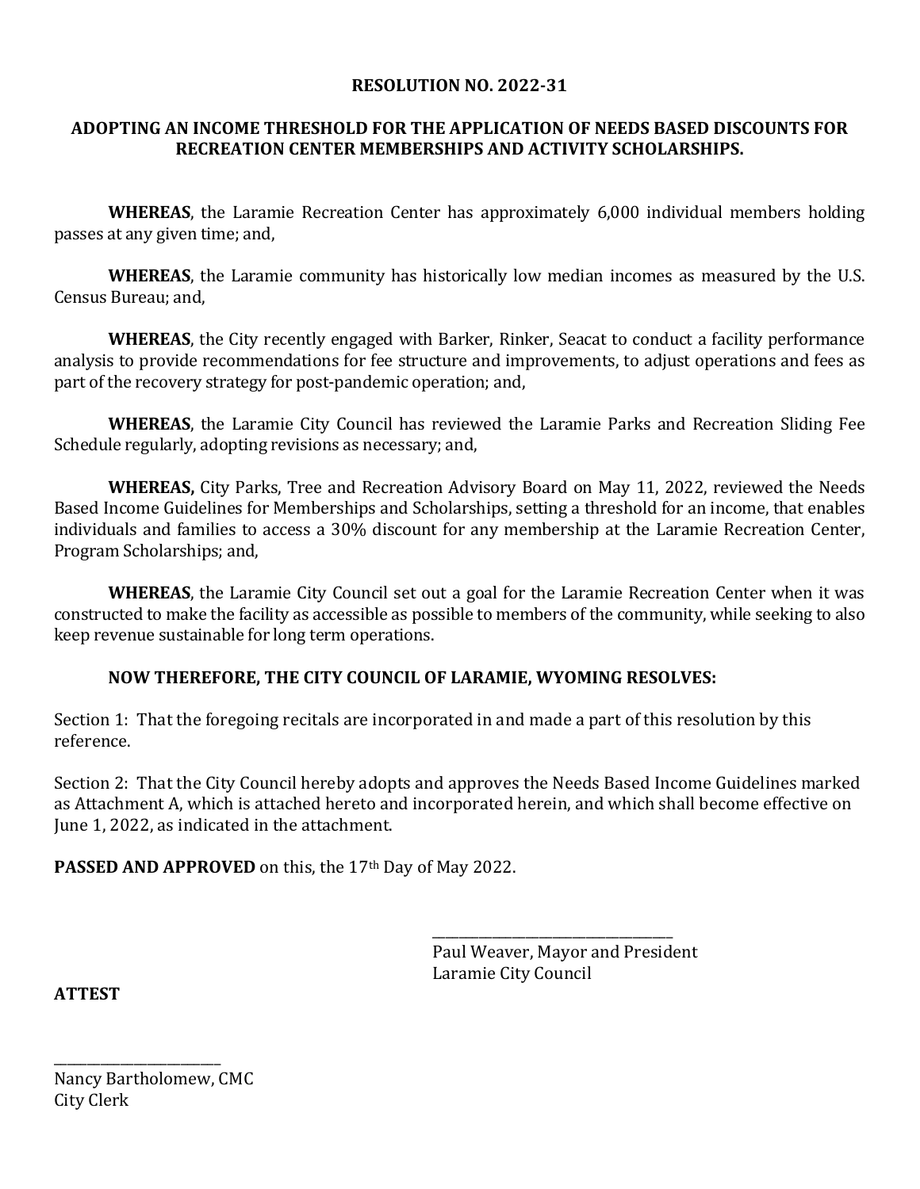# RESOLUTION NO. 2022-31

## ADOPTING AN INCOME THRESHOLD FOR THE APPLICATION OF NEEDS BASED DISCOUNTS FOR RECREATION CENTER MEMBERSHIPS AND ACTIVITY SCHOLARSHIPS.

**WHEREAS**, the Laramie Recreation Center has approximately 6,000 individual members holding passes at any given time; and,

**WHEREAS**, the Laramie community has historically low median incomes as measured by the U.S. Census Bureau; and,

**WHEREAS**, the City recently engaged with Barker, Rinker, Seacat to conduct a facility performance analysis to provide recommendations for fee structure and improvements, to adjust operations and fees as part of the recovery strategy for post-pandemic operation; and,

**WHEREAS**, the Laramie City Council has reviewed the Laramie Parks and Recreation Sliding Fee Schedule regularly, adopting revisions as necessary; and,

**WHEREAS,** City Parks, Tree and Recreation Advisory Board on May 11, 2022, reviewed the Needs Based Income Guidelines for Memberships and Scholarships, setting a threshold for an income, that enables individuals and families to access a 30% discount for any membership at the Laramie Recreation Center, Program Scholarships; and,

**WHEREAS**, the Laramie City Council set out a goal for the Laramie Recreation Center when it was constructed to make the facility as accessible as possible to members of the community, while seeking to also keep revenue sustainable for long term operations.

**NOW THEREFORE, THE CITY COUNCIL OF LARAMIE, WYOMING RESOLVES:**

Section 1: That the foregoing recitals are incorporated in and made a part of this resolution by this reference.

Section 2: That the City Council hereby adopts and approves the Needs Based Income Guidelines marked as Attachment A, which is attached hereto and incorporated herein, and which shall become effective on June 1, 2022, as indicated in the attachment.

**PASSED AND APPROVED** on this, the 17th Day of May 2022.

\_\_\_\_\_\_\_\_\_\_\_\_\_\_\_\_\_\_\_\_\_\_\_\_\_\_\_\_\_\_\_\_\_\_\_\_
Paul Weaver, Mayor and President
Laramie City Council

**ATTEST**

\_\_\_\_\_\_\_\_\_\_\_\_\_\_\_\_\_\_\_\_\_\_\_\_\_
Nancy Bartholomew, CMC
City Clerk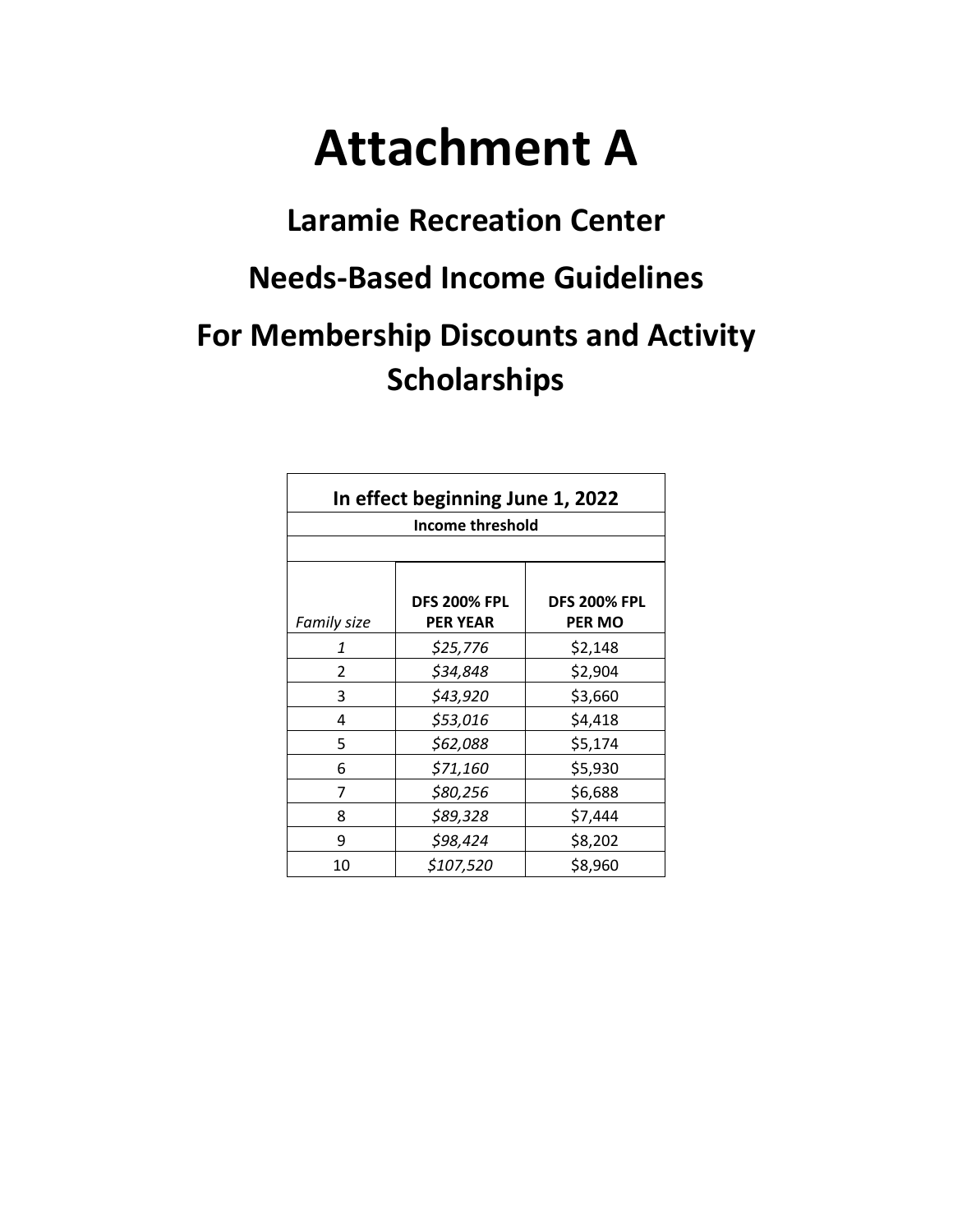# Attachment A

## Laramie Recreation Center

## Needs-Based Income Guidelines

## For Membership Discounts and Activity Scholarships

| In effect beginning June 1, 2022 | | |
|---|---|---|
| **Income threshold** | | |
| | | |
| *Family size* | **DFS 200% FPL PER YEAR** | **DFS 200% FPL PER MO** |
| *1* | *$25,776* | $2,148 |
| 2 | *$34,848* | $2,904 |
| 3 | *$43,920* | $3,660 |
| 4 | *$53,016* | $4,418 |
| 5 | *$62,088* | $5,174 |
| 6 | *$71,160* | $5,930 |
| 7 | *$80,256* | $6,688 |
| 8 | *$89,328* | $7,444 |
| 9 | *$98,424* | $8,202 |
| 10 | *$107,520* | $8,960 |